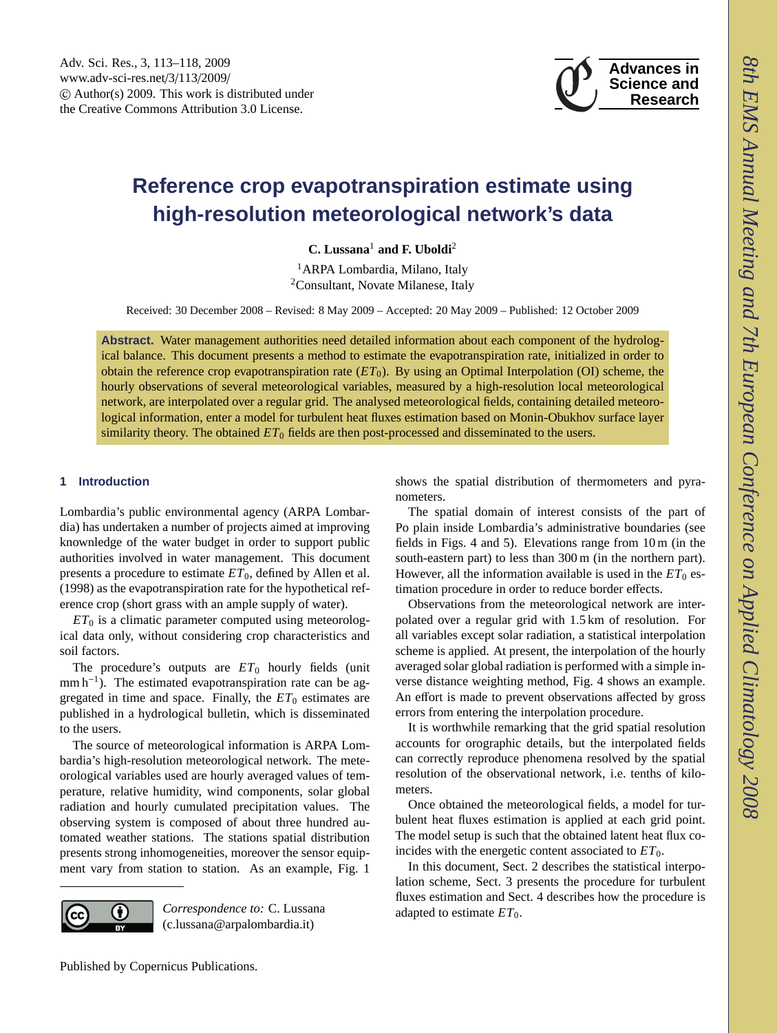# Reference crop evapotranspiration estimate using high-resolution meteorological network's data

**C. Lussana**[1] **and F. Uboldi**[2]

[1]ARPA Lombardia, Milano, Italy
[2]Consultant, Novate Milanese, Italy

Received: 30 December 2008 – Revised: 8 May 2009 – Accepted: 20 May 2009 – Published: 12 October 2009

**Abstract.** Water management authorities need detailed information about each component of the hydrological balance. This document presents a method to estimate the evapotranspiration rate, initialized in order to obtain the reference crop evapotranspiration rate ($ET_0$). By using an Optimal Interpolation (OI) scheme, the hourly observations of several meteorological variables, measured by a high-resolution local meteorological network, are interpolated over a regular grid. The analysed meteorological fields, containing detailed meteorological information, enter a model for turbulent heat fluxes estimation based on Monin-Obukhov surface layer similarity theory. The obtained $ET_0$ fields are then post-processed and disseminated to the users.

## 1 Introduction

Lombardia's public environmental agency (ARPA Lombardia) has undertaken a number of projects aimed at improving knowledge of the water budget in order to support public authorities involved in water management. This document presents a procedure to estimate $ET_0$, defined by Allen et al. (1998) as the evapotranspiration rate for the hypothetical reference crop (short grass with an ample supply of water).

$ET_0$ is a climatic parameter computed using meteorological data only, without considering crop characteristics and soil factors.

The procedure's outputs are $ET_0$ hourly fields (unit $\mathrm{mm\,h^{-1}}$). The estimated evapotranspiration rate can be aggregated in time and space. Finally, the $ET_0$ estimates are published in a hydrological bulletin, which is disseminated to the users.

The source of meteorological information is ARPA Lombardia's high-resolution meteorological network. The meteorological variables used are hourly averaged values of temperature, relative humidity, wind components, solar global radiation and hourly cumulated precipitation values. The observing system is composed of about three hundred automated weather stations. The stations spatial distribution presents strong inhomogeneities, moreover the sensor equipment vary from station to station. As an example, Fig. 1 shows the spatial distribution of thermometers and pyranometers.

The spatial domain of interest consists of the part of Po plain inside Lombardia's administrative boundaries (see fields in Figs. 4 and 5). Elevations range from 10 m (in the south-eastern part) to less than 300 m (in the northern part). However, all the information available is used in the $ET_0$ estimation procedure in order to reduce border effects.

Observations from the meteorological network are interpolated over a regular grid with 1.5 km of resolution. For all variables except solar radiation, a statistical interpolation scheme is applied. At present, the interpolation of the hourly averaged solar global radiation is performed with a simple inverse distance weighting method, Fig. 4 shows an example. An effort is made to prevent observations affected by gross errors from entering the interpolation procedure.

It is worthwhile remarking that the grid spatial resolution accounts for orographic details, but the interpolated fields can correctly reproduce phenomena resolved by the spatial resolution of the observational network, i.e. tenths of kilometers.

Once obtained the meteorological fields, a model for turbulent heat fluxes estimation is applied at each grid point. The model setup is such that the obtained latent heat flux coincides with the energetic content associated to $ET_0$.

In this document, Sect. 2 describes the statistical interpolation scheme, Sect. 3 presents the procedure for turbulent fluxes estimation and Sect. 4 describes how the procedure is adapted to estimate $ET_0$.

*Correspondence to:* C. Lussana (c.lussana@arpalombardia.it)

Published by Copernicus Publications.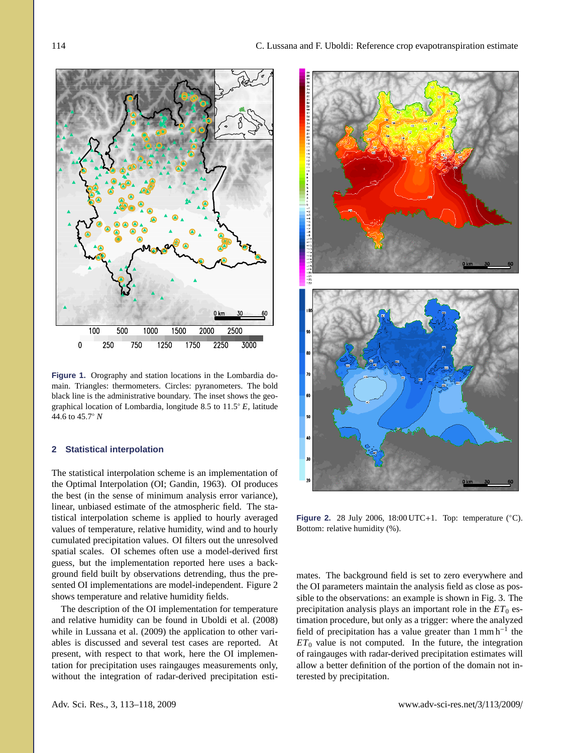Figure 1. Orography and station locations in the Lombardia domain. Triangles: thermometers. Circles: pyranometers. The bold black line is the administrative boundary. The inset shows the geographical location of Lombardia, longitude 8.5 to 11.5° *E*, latitude 44.6 to 45.7° *N*

Figure 2. 28 July 2006, 18:00 UTC+1. Top: temperature (°C). Bottom: relative humidity (%).

## 2 Statistical interpolation

The statistical interpolation scheme is an implementation of the Optimal Interpolation (OI; Gandin, 1963). OI produces the best (in the sense of minimum analysis error variance), linear, unbiased estimate of the atmospheric field. The statistical interpolation scheme is applied to hourly averaged values of temperature, relative humidity, wind and to hourly cumulated precipitation values. OI filters out the unresolved spatial scales. OI schemes often use a model-derived first guess, but the implementation reported here uses a background field built by observations detrending, thus the presented OI implementations are model-independent. Figure 2 shows temperature and relative humidity fields.

The description of the OI implementation for temperature and relative humidity can be found in Uboldi et al. (2008) while in Lussana et al. (2009) the application to other variables is discussed and several test cases are reported. At present, with respect to that work, here the OI implementation for precipitation uses raingauges measurements only, without the integration of radar-derived precipitation estimates. The background field is set to zero everywhere and the OI parameters maintain the analysis field as close as possible to the observations: an example is shown in Fig. 3. The precipitation analysis plays an important role in the $ET_0$ estimation procedure, but only as a trigger: where the analyzed field of precipitation has a value greater than $1\,\mathrm{mm\,h^{-1}}$ the $ET_0$ value is not computed. In the future, the integration of raingauges with radar-derived precipitation estimates will allow a better definition of the portion of the domain not interested by precipitation.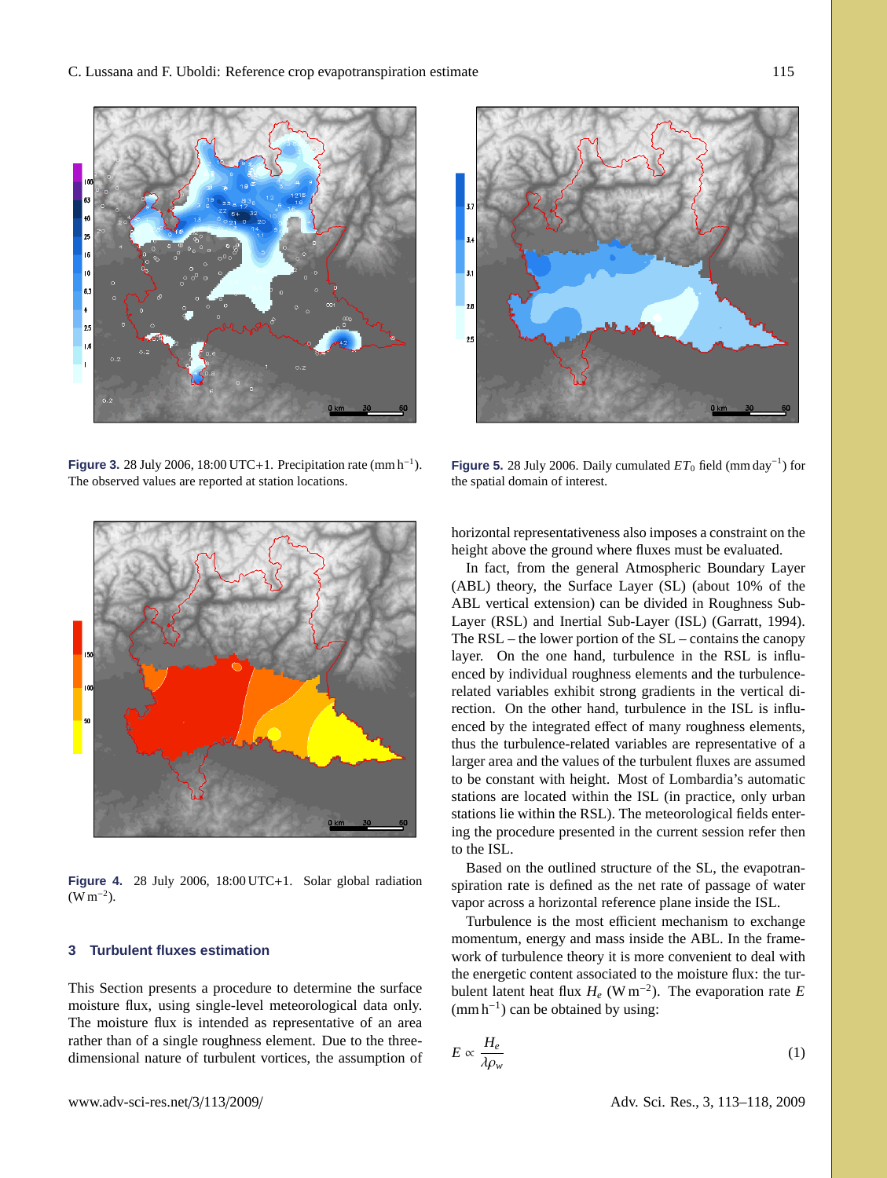**Figure 3.** 28 July 2006, 18:00 UTC+1. Precipitation rate (mm h$^{-1}$). The observed values are reported at station locations.

**Figure 5.** 28 July 2006. Daily cumulated $ET_0$ field (mm day$^{-1}$) for the spatial domain of interest.

**Figure 4.** 28 July 2006, 18:00 UTC+1. Solar global radiation (W m$^{-2}$).

## 3 Turbulent fluxes estimation

This Section presents a procedure to determine the surface moisture flux, using single-level meteorological data only. The moisture flux is intended as representative of an area rather than of a single roughness element. Due to the three-dimensional nature of turbulent vortices, the assumption of horizontal representativeness also imposes a constraint on the height above the ground where fluxes must be evaluated.

In fact, from the general Atmospheric Boundary Layer (ABL) theory, the Surface Layer (SL) (about 10% of the ABL vertical extension) can be divided in Roughness Sub-Layer (RSL) and Inertial Sub-Layer (ISL) (Garratt, 1994). The RSL – the lower portion of the SL – contains the canopy layer. On the one hand, turbulence in the RSL is influenced by individual roughness elements and the turbulence-related variables exhibit strong gradients in the vertical direction. On the other hand, turbulence in the ISL is influenced by the integrated effect of many roughness elements, thus the turbulence-related variables are representative of a larger area and the values of the turbulent fluxes are assumed to be constant with height. Most of Lombardia's automatic stations are located within the ISL (in practice, only urban stations lie within the RSL). The meteorological fields entering the procedure presented in the current session refer then to the ISL.

Based on the outlined structure of the SL, the evapotranspiration rate is defined as the net rate of passage of water vapor across a horizontal reference plane inside the ISL.

Turbulence is the most efficient mechanism to exchange momentum, energy and mass inside the ABL. In the framework of turbulence theory it is more convenient to deal with the energetic content associated to the moisture flux: the turbulent latent heat flux $H_e$ (W m$^{-2}$). The evaporation rate $E$ (mm h$^{-1}$) can be obtained by using:

$$E \propto \frac{H_e}{\lambda \rho_w} \tag{1}$$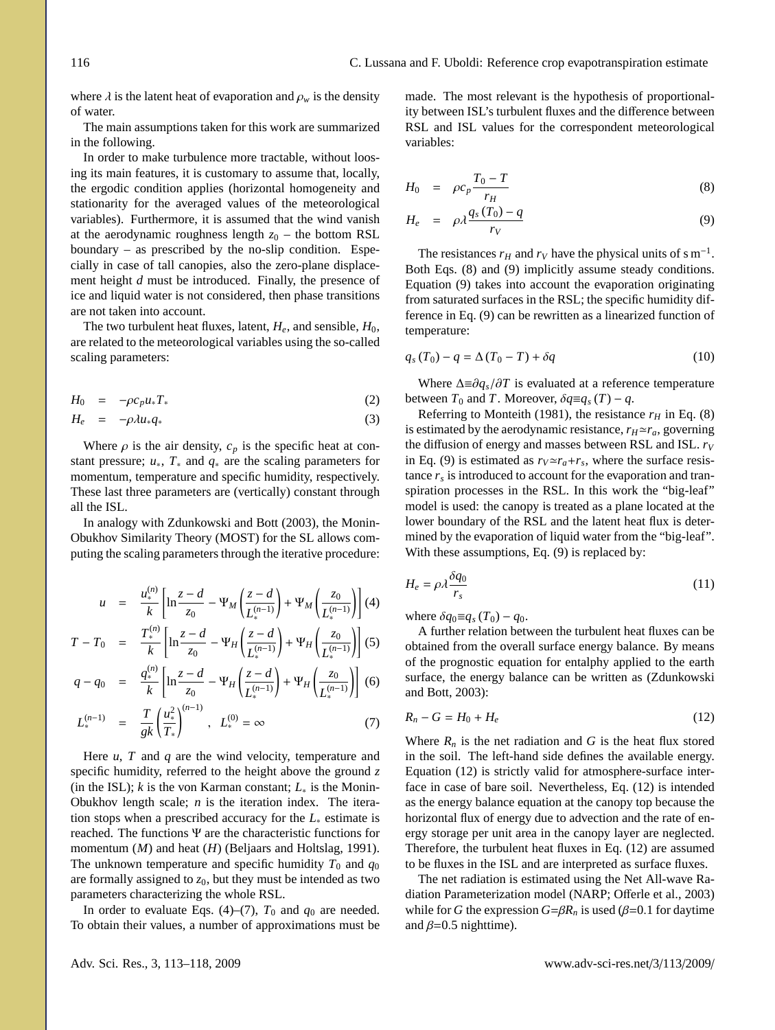where $\lambda$ is the latent heat of evaporation and $\rho_w$ is the density of water.

The main assumptions taken for this work are summarized in the following.

In order to make turbulence more tractable, without loosing its main features, it is customary to assume that, locally, the ergodic condition applies (horizontal homogeneity and stationarity for the averaged values of the meteorological variables). Furthermore, it is assumed that the wind vanish at the aerodynamic roughness length $z_0$ – the bottom RSL boundary – as prescribed by the no-slip condition. Especially in case of tall canopies, also the zero-plane displacement height $d$ must be introduced. Finally, the presence of ice and liquid water is not considered, then phase transitions are not taken into account.

The two turbulent heat fluxes, latent, $H_e$, and sensible, $H_0$, are related to the meteorological variables using the so-called scaling parameters:

$$H_0 = -\rho c_p u_* T_* \tag{2}$$

$$H_e = -\rho \lambda u_* q_* \tag{3}$$

Where $\rho$ is the air density, $c_p$ is the specific heat at constant pressure; $u_*$, $T_*$ and $q_*$ are the scaling parameters for momentum, temperature and specific humidity, respectively. These last three parameters are (vertically) constant through all the ISL.

In analogy with Zdunkowski and Bott (2003), the Monin-Obukhov Similarity Theory (MOST) for the SL allows computing the scaling parameters through the iterative procedure:

$$u = \frac{u_*^{(n)}}{k}\left[\ln\frac{z-d}{z_0} - \Psi_M\left(\frac{z-d}{L_*^{(n-1)}}\right) + \Psi_M\left(\frac{z_0}{L_*^{(n-1)}}\right)\right] \tag{4}$$

$$T - T_0 = \frac{T_*^{(n)}}{k}\left[\ln\frac{z-d}{z_0} - \Psi_H\left(\frac{z-d}{L_*^{(n-1)}}\right) + \Psi_H\left(\frac{z_0}{L_*^{(n-1)}}\right)\right] \tag{5}$$

$$q - q_0 = \frac{q_*^{(n)}}{k}\left[\ln\frac{z-d}{z_0} - \Psi_H\left(\frac{z-d}{L_*^{(n-1)}}\right) + \Psi_H\left(\frac{z_0}{L_*^{(n-1)}}\right)\right] \tag{6}$$

$$L_*^{(n-1)} = \frac{T}{gk}\left(\frac{u_*^2}{T_*}\right)^{(n-1)}, \quad L_*^{(0)} = \infty \tag{7}$$

Here $u$, $T$ and $q$ are the wind velocity, temperature and specific humidity, referred to the height above the ground $z$ (in the ISL); $k$ is the von Karman constant; $L_*$ is the Monin-Obukhov length scale; $n$ is the iteration index. The iteration stops when a prescribed accuracy for the $L_*$ estimate is reached. The functions $\Psi$ are the characteristic functions for momentum ($M$) and heat ($H$) (Beljaars and Holtslag, 1991). The unknown temperature and specific humidity $T_0$ and $q_0$ are formally assigned to $z_0$, but they must be intended as two parameters characterizing the whole RSL.

In order to evaluate Eqs. (4)–(7), $T_0$ and $q_0$ are needed. To obtain their values, a number of approximations must be made. The most relevant is the hypothesis of proportionality between ISL's turbulent fluxes and the difference between RSL and ISL values for the correspondent meteorological variables:

$$H_0 = \rho c_p \frac{T_0 - T}{r_H} \tag{8}$$

$$H_e = \rho \lambda \frac{q_s(T_0) - q}{r_V} \tag{9}$$

The resistances $r_H$ and $r_V$ have the physical units of $\mathrm{s\,m^{-1}}$. Both Eqs. (8) and (9) implicitly assume steady conditions. Equation (9) takes into account the evaporation originating from saturated surfaces in the RSL; the specific humidity difference in Eq. (9) can be rewritten as a linearized function of temperature:

$$q_s(T_0) - q = \Delta(T_0 - T) + \delta q \tag{10}$$

Where $\Delta \equiv \partial q_s / \partial T$ is evaluated at a reference temperature between $T_0$ and $T$. Moreover, $\delta q \equiv q_s(T) - q$.

Referring to Monteith (1981), the resistance $r_H$ in Eq. (8) is estimated by the aerodynamic resistance, $r_H \simeq r_a$, governing the diffusion of energy and masses between RSL and ISL. $r_V$ in Eq. (9) is estimated as $r_V \simeq r_a + r_s$, where the surface resistance $r_s$ is introduced to account for the evaporation and transpiration processes in the RSL. In this work the "big-leaf" model is used: the canopy is treated as a plane located at the lower boundary of the RSL and the latent heat flux is determined by the evaporation of liquid water from the "big-leaf". With these assumptions, Eq. (9) is replaced by:

$$H_e = \rho \lambda \frac{\delta q_0}{r_s} \tag{11}$$

where $\delta q_0 \equiv q_s(T_0) - q_0$.

A further relation between the turbulent heat fluxes can be obtained from the overall surface energy balance. By means of the prognostic equation for enthalpy applied to the earth surface, the energy balance can be written as (Zdunkowski and Bott, 2003):

$$R_n - G = H_0 + H_e \tag{12}$$

Where $R_n$ is the net radiation and $G$ is the heat flux stored in the soil. The left-hand side defines the available energy. Equation (12) is strictly valid for atmosphere-surface interface in case of bare soil. Nevertheless, Eq. (12) is intended as the energy balance equation at the canopy top because the horizontal flux of energy due to advection and the rate of energy storage per unit area in the canopy layer are neglected. Therefore, the turbulent heat fluxes in Eq. (12) are assumed to be fluxes in the ISL and are interpreted as surface fluxes.

The net radiation is estimated using the Net All-wave Radiation Parameterization model (NARP; Offerle et al., 2003) while for $G$ the expression $G = \beta R_n$ is used ($\beta = 0.1$ for daytime and $\beta = 0.5$ nighttime).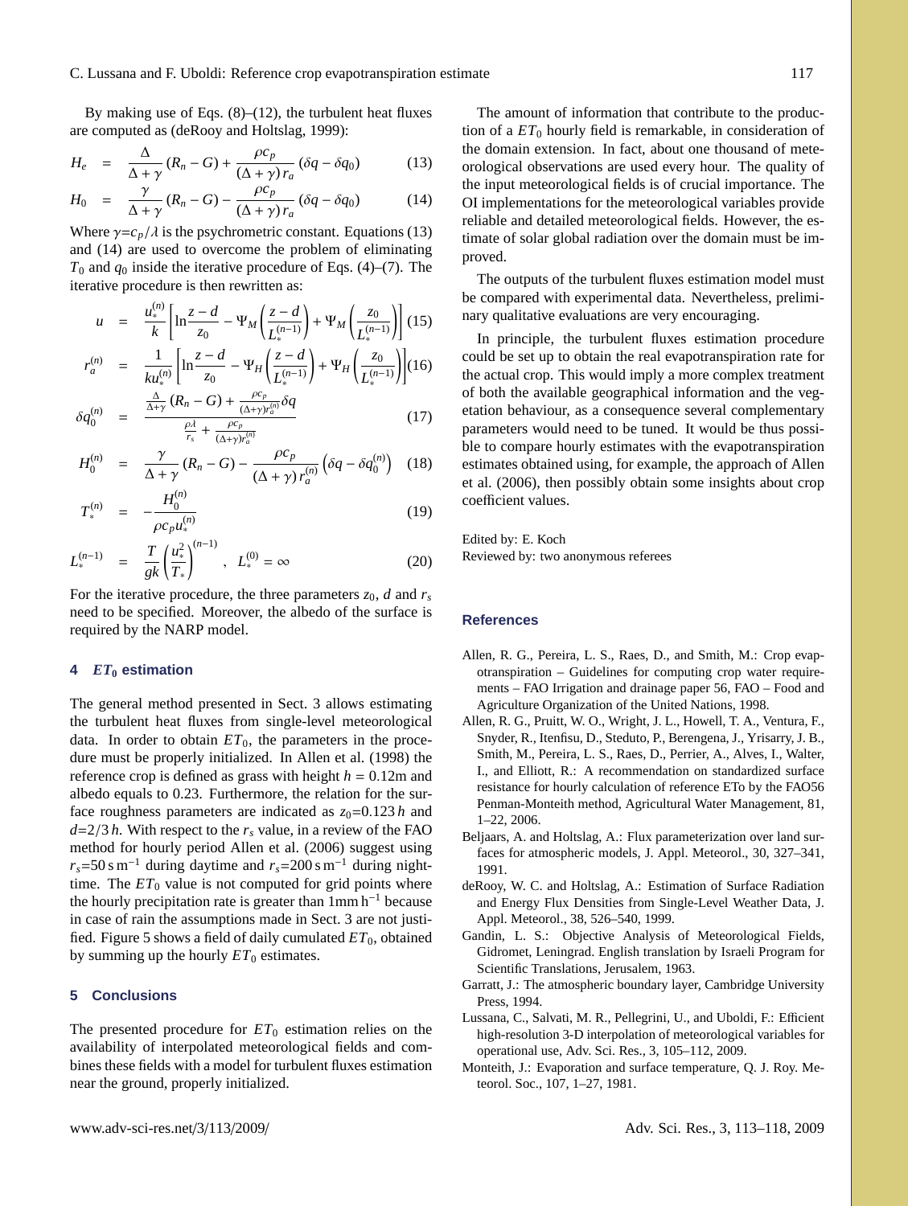By making use of Eqs. (8)–(12), the turbulent heat fluxes are computed as (deRooy and Holtslag, 1999):

$$H_e = \frac{\Delta}{\Delta + \gamma}(R_n - G) + \frac{\rho c_p}{(\Delta + \gamma) r_a}(\delta q - \delta q_0) \tag{13}$$

$$H_0 = \frac{\gamma}{\Delta + \gamma}(R_n - G) - \frac{\rho c_p}{(\Delta + \gamma) r_a}(\delta q - \delta q_0) \tag{14}$$

Where $\gamma = c_p/\lambda$ is the psychrometric constant. Equations (13) and (14) are used to overcome the problem of eliminating $T_0$ and $q_0$ inside the iterative procedure of Eqs. (4)–(7). The iterative procedure is then rewritten as:

$$u = \frac{u_*^{(n)}}{k}\left[\ln\frac{z-d}{z_0} - \Psi_M\left(\frac{z-d}{L_*^{(n-1)}}\right) + \Psi_M\left(\frac{z_0}{L_*^{(n-1)}}\right)\right] \tag{15}$$

$$r_a^{(n)} = \frac{1}{k u_*^{(n)}}\left[\ln\frac{z-d}{z_0} - \Psi_H\left(\frac{z-d}{L_*^{(n-1)}}\right) + \Psi_H\left(\frac{z_0}{L_*^{(n-1)}}\right)\right] \tag{16}$$

$$\delta q_0^{(n)} = \frac{\frac{\Delta}{\Delta+\gamma}(R_n - G) + \frac{\rho c_p}{(\Delta+\gamma) r_a^{(n)}}\delta q}{\frac{\rho\lambda}{r_s} + \frac{\rho c_p}{(\Delta+\gamma) r_a^{(n)}}} \tag{17}$$

$$H_0^{(n)} = \frac{\gamma}{\Delta + \gamma}(R_n - G) - \frac{\rho c_p}{(\Delta + \gamma) r_a^{(n)}}\left(\delta q - \delta q_0^{(n)}\right) \tag{18}$$

$$T_*^{(n)} = -\frac{H_0^{(n)}}{\rho c_p u_*^{(n)}} \tag{19}$$

$$L_*^{(n-1)} = \frac{T}{gk}\left(\frac{u_*^2}{T_*}\right)^{(n-1)}, \quad L_*^{(0)} = \infty \tag{20}$$

For the iterative procedure, the three parameters $z_0$, $d$ and $r_s$ need to be specified. Moreover, the albedo of the surface is required by the NARP model.

## 4 $ET_0$ estimation

The general method presented in Sect. 3 allows estimating the turbulent heat fluxes from single-level meteorological data. In order to obtain $ET_0$, the parameters in the procedure must be properly initialized. In Allen et al. (1998) the reference crop is defined as grass with height $h = 0.12$m and albedo equals to 0.23. Furthermore, the relation for the surface roughness parameters are indicated as $z_0 = 0.123\,h$ and $d = 2/3\,h$. With respect to the $r_s$ value, in a review of the FAO method for hourly period Allen et al. (2006) suggest using $r_s = 50\,\mathrm{s\,m^{-1}}$ during daytime and $r_s = 200\,\mathrm{s\,m^{-1}}$ during nighttime. The $ET_0$ value is not computed for grid points where the hourly precipitation rate is greater than $1\,\mathrm{mm\,h^{-1}}$ because in case of rain the assumptions made in Sect. 3 are not justified. Figure 5 shows a field of daily cumulated $ET_0$, obtained by summing up the hourly $ET_0$ estimates.

## 5 Conclusions

The presented procedure for $ET_0$ estimation relies on the availability of interpolated meteorological fields and combines these fields with a model for turbulent fluxes estimation near the ground, properly initialized.

The amount of information that contribute to the production of a $ET_0$ hourly field is remarkable, in consideration of the domain extension. In fact, about one thousand of meteorological observations are used every hour. The quality of the input meteorological fields is of crucial importance. The OI implementations for the meteorological variables provide reliable and detailed meteorological fields. However, the estimate of solar global radiation over the domain must be improved.

The outputs of the turbulent fluxes estimation model must be compared with experimental data. Nevertheless, preliminary qualitative evaluations are very encouraging.

In principle, the turbulent fluxes estimation procedure could be set up to obtain the real evapotranspiration rate for the actual crop. This would imply a more complex treatment of both the available geographical information and the vegetation behaviour, as a consequence several complementary parameters would need to be tuned. It would be thus possible to compare hourly estimates with the evapotranspiration estimates obtained using, for example, the approach of Allen et al. (2006), then possibly obtain some insights about crop coefficient values.

Edited by: E. Koch
Reviewed by: two anonymous referees

## References

Allen, R. G., Pereira, L. S., Raes, D., and Smith, M.: Crop evapotranspiration – Guidelines for computing crop water requirements – FAO Irrigation and drainage paper 56, FAO – Food and Agriculture Organization of the United Nations, 1998.

Allen, R. G., Pruitt, W. O., Wright, J. L., Howell, T. A., Ventura, F., Snyder, R., Itenfisu, D., Steduto, P., Berengena, J., Yrisarry, J. B., Smith, M., Pereira, L. S., Raes, D., Perrier, A., Alves, I., Walter, I., and Elliott, R.: A recommendation on standardized surface resistance for hourly calculation of reference ETo by the FAO56 Penman-Monteith method, Agricultural Water Management, 81, 1–22, 2006.

Beljaars, A. and Holtslag, A.: Flux parameterization over land surfaces for atmospheric models, J. Appl. Meteorol., 30, 327–341, 1991.

deRooy, W. C. and Holtslag, A.: Estimation of Surface Radiation and Energy Flux Densities from Single-Level Weather Data, J. Appl. Meteorol., 38, 526–540, 1999.

Gandin, L. S.: Objective Analysis of Meteorological Fields, Gidromet, Leningrad. English translation by Israeli Program for Scientific Translations, Jerusalem, 1963.

Garratt, J.: The atmospheric boundary layer, Cambridge University Press, 1994.

Lussana, C., Salvati, M. R., Pellegrini, U., and Uboldi, F.: Efficient high-resolution 3-D interpolation of meteorological variables for operational use, Adv. Sci. Res., 3, 105–112, 2009.

Monteith, J.: Evaporation and surface temperature, Q. J. Roy. Meteorol. Soc., 107, 1–27, 1981.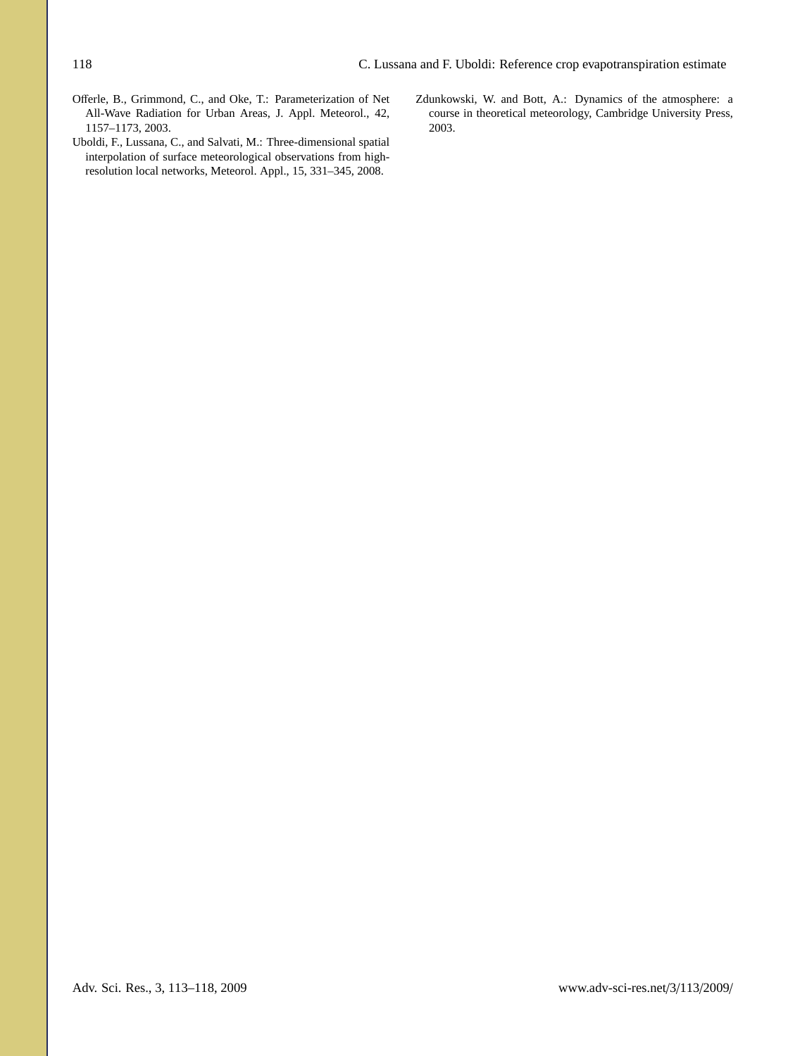Offerle, B., Grimmond, C., and Oke, T.: Parameterization of Net All-Wave Radiation for Urban Areas, J. Appl. Meteorol., 42, 1157–1173, 2003.

Uboldi, F., Lussana, C., and Salvati, M.: Three-dimensional spatial interpolation of surface meteorological observations from high-resolution local networks, Meteorol. Appl., 15, 331–345, 2008.

Zdunkowski, W. and Bott, A.: Dynamics of the atmosphere: a course in theoretical meteorology, Cambridge University Press, 2003.